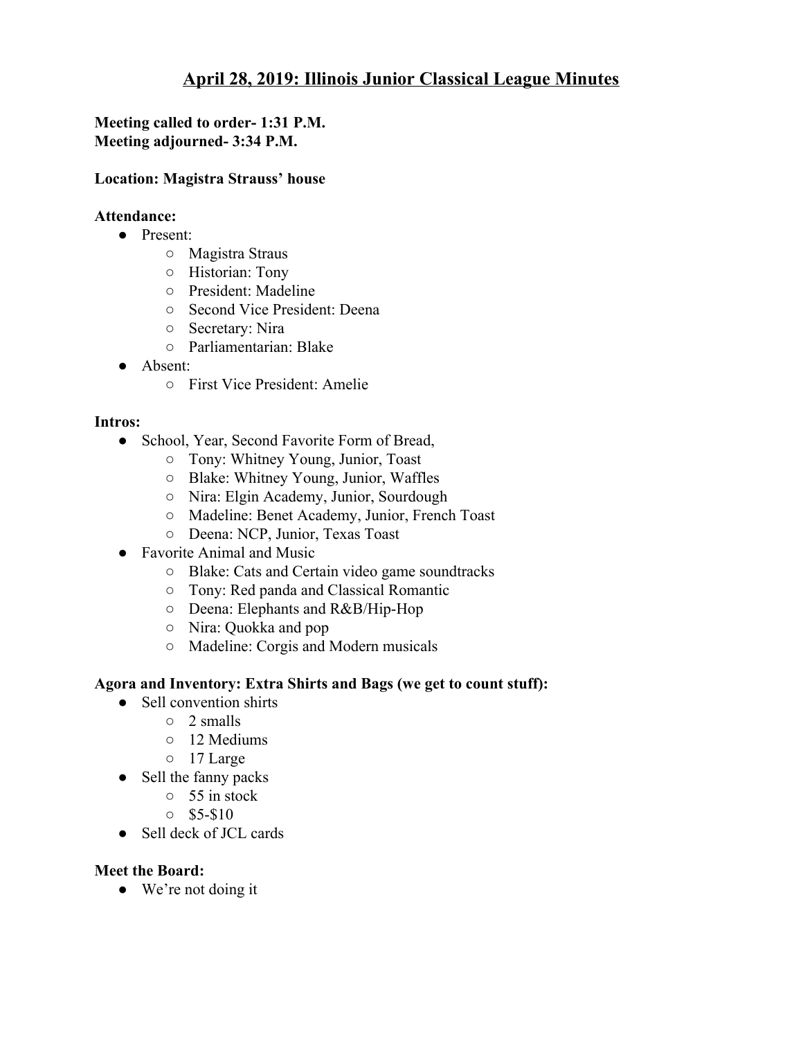# April 28, 2019: Illinois Junior Classical League Minutes

**Meeting called to order- 1:31 P.M.**
**Meeting adjourned- 3:34 P.M.**

**Location: Magistra Strauss' house**

**Attendance:**

- Present:
  - Magistra Straus
  - Historian: Tony
  - President: Madeline
  - Second Vice President: Deena
  - Secretary: Nira
  - Parliamentarian: Blake
- Absent:
  - First Vice President: Amelie

**Intros:**

- School, Year, Second Favorite Form of Bread,
  - Tony: Whitney Young, Junior, Toast
  - Blake: Whitney Young, Junior, Waffles
  - Nira: Elgin Academy, Junior, Sourdough
  - Madeline: Benet Academy, Junior, French Toast
  - Deena: NCP, Junior, Texas Toast
- Favorite Animal and Music
  - Blake: Cats and Certain video game soundtracks
  - Tony: Red panda and Classical Romantic
  - Deena: Elephants and R&B/Hip-Hop
  - Nira: Quokka and pop
  - Madeline: Corgis and Modern musicals

**Agora and Inventory: Extra Shirts and Bags (we get to count stuff):**

- Sell convention shirts
  - 2 smalls
  - 12 Mediums
  - 17 Large
- Sell the fanny packs
  - 55 in stock
  - $5-$10
- Sell deck of JCL cards

**Meet the Board:**

- We're not doing it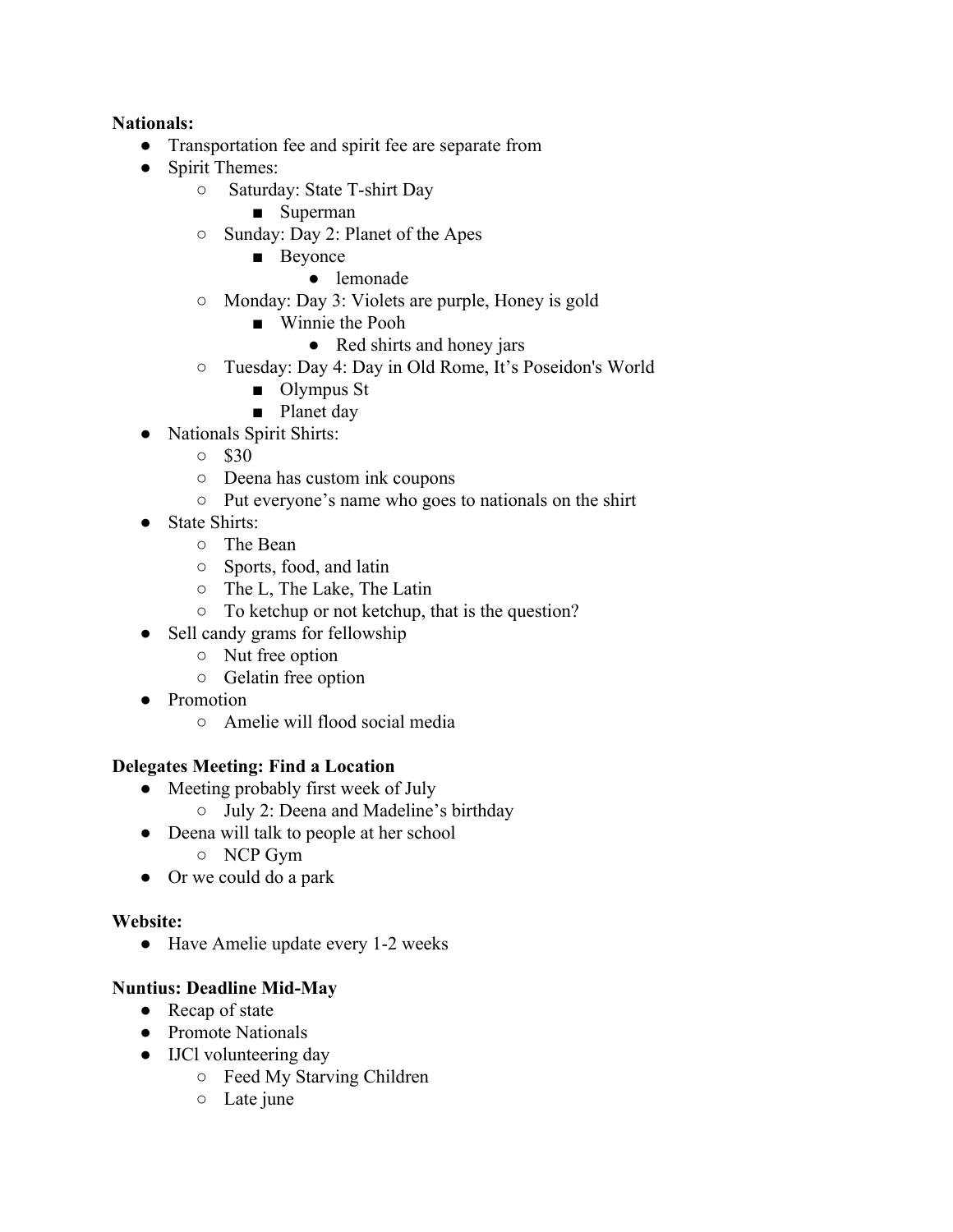**Nationals:**

- Transportation fee and spirit fee are separate from
- Spirit Themes:
  - Saturday: State T-shirt Day
    - Superman
  - Sunday: Day 2: Planet of the Apes
    - Beyonce
      - lemonade
  - Monday: Day 3: Violets are purple, Honey is gold
    - Winnie the Pooh
      - Red shirts and honey jars
  - Tuesday: Day 4: Day in Old Rome, It's Poseidon's World
    - Olympus St
    - Planet day
- Nationals Spirit Shirts:
  - $30
  - Deena has custom ink coupons
  - Put everyone's name who goes to nationals on the shirt
- State Shirts:
  - The Bean
  - Sports, food, and latin
  - The L, The Lake, The Latin
  - To ketchup or not ketchup, that is the question?
- Sell candy grams for fellowship
  - Nut free option
  - Gelatin free option
- Promotion
  - Amelie will flood social media

**Delegates Meeting: Find a Location**

- Meeting probably first week of July
  - July 2: Deena and Madeline's birthday
- Deena will talk to people at her school
  - NCP Gym
- Or we could do a park

**Website:**

- Have Amelie update every 1-2 weeks

**Nuntius: Deadline Mid-May**

- Recap of state
- Promote Nationals
- IJCl volunteering day
  - Feed My Starving Children
  - Late june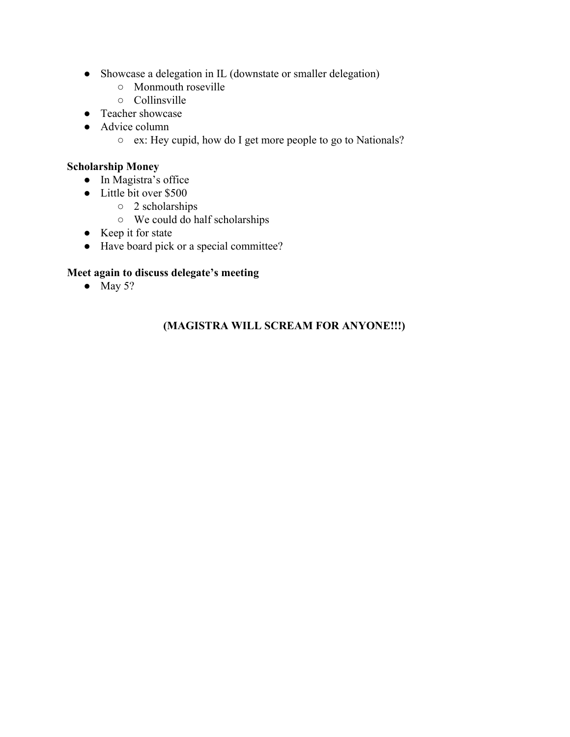- Showcase a delegation in IL (downstate or smaller delegation)
  - Monmouth roseville
  - Collinsville
- Teacher showcase
- Advice column
  - ex: Hey cupid, how do I get more people to go to Nationals?

**Scholarship Money**
- In Magistra's office
- Little bit over $500
  - 2 scholarships
  - We could do half scholarships
- Keep it for state
- Have board pick or a special committee?

**Meet again to discuss delegate's meeting**
- May 5?

**(MAGISTRA WILL SCREAM FOR ANYONE!!!)**